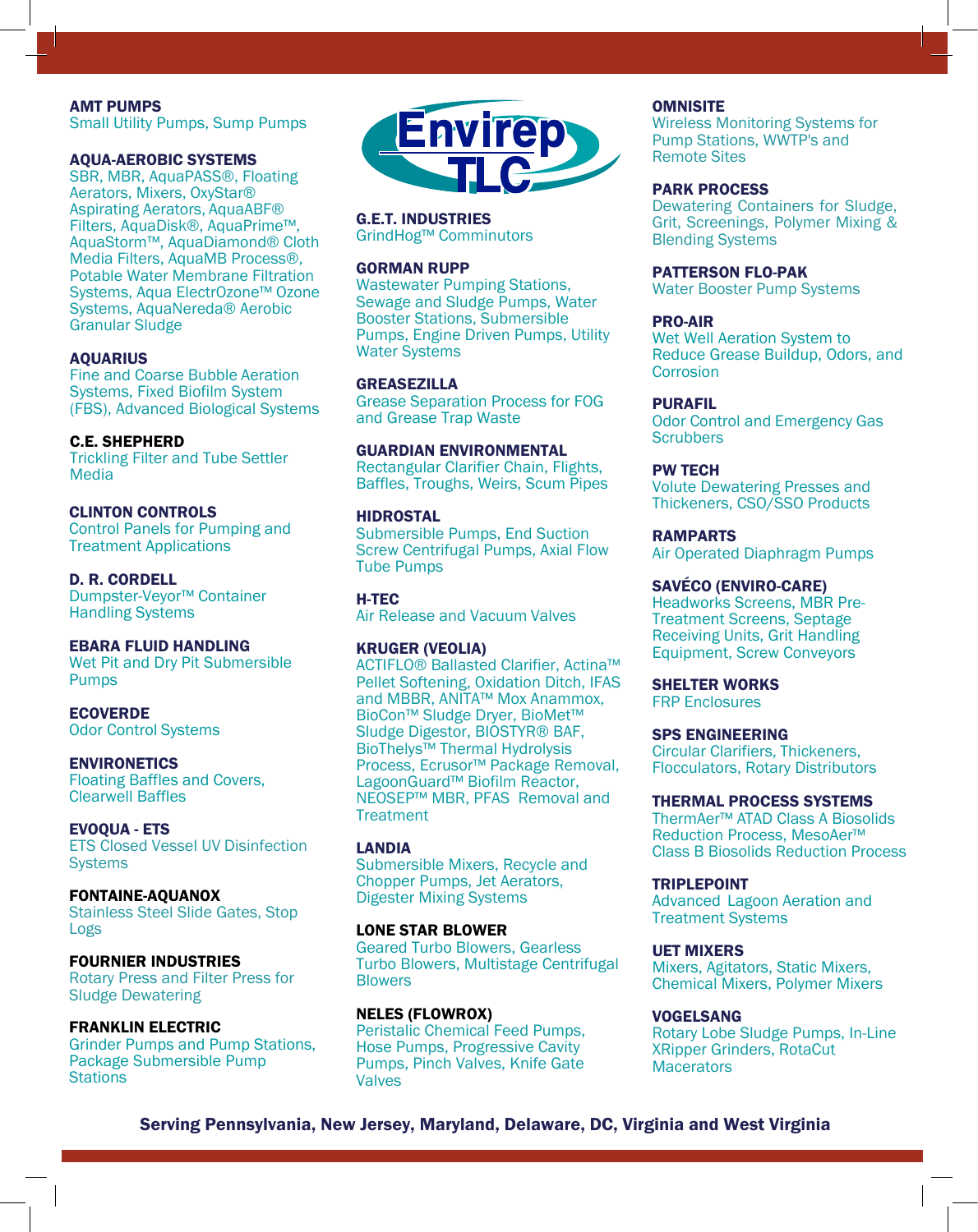# Envirep TLC

**AMT PUMPS**
Small Utility Pumps, Sump Pumps

**AQUA-AEROBIC SYSTEMS**
SBR, MBR, AquaPASS®, Floating Aerators, Mixers, OxyStar® Aspirating Aerators, AquaABF® Filters, AquaDisk®, AquaPrime™, AquaStorm™, AquaDiamond® Cloth Media Filters, AquaMB Process®, Potable Water Membrane Filtration Systems, Aqua ElectrOzone™ Ozone Systems, AquaNereda® Aerobic Granular Sludge

**AQUARIUS**
Fine and Coarse Bubble Aeration Systems, Fixed Biofilm System (FBS), Advanced Biological Systems

**C.E. SHEPHERD**
Trickling Filter and Tube Settler Media

**CLINTON CONTROLS**
Control Panels for Pumping and Treatment Applications

**D. R. CORDELL**
Dumpster-Veyor™ Container Handling Systems

**EBARA FLUID HANDLING**
Wet Pit and Dry Pit Submersible Pumps

**ECOVERDE**
Odor Control Systems

**ENVIRONETICS**
Floating Baffles and Covers, Clearwell Baffles

**EVOQUA - ETS**
ETS Closed Vessel UV Disinfection Systems

**FONTAINE-AQUANOX**
Stainless Steel Slide Gates, Stop Logs

**FOURNIER INDUSTRIES**
Rotary Press and Filter Press for Sludge Dewatering

**FRANKLIN ELECTRIC**
Grinder Pumps and Pump Stations, Package Submersible Pump Stations

**G.E.T. INDUSTRIES**
GrindHog™ Comminutors

**GORMAN RUPP**
Wastewater Pumping Stations, Sewage and Sludge Pumps, Water Booster Stations, Submersible Pumps, Engine Driven Pumps, Utility Water Systems

**GREASEZILLA**
Grease Separation Process for FOG and Grease Trap Waste

**GUARDIAN ENVIRONMENTAL**
Rectangular Clarifier Chain, Flights, Baffles, Troughs, Weirs, Scum Pipes

**HIDROSTAL**
Submersible Pumps, End Suction Screw Centrifugal Pumps, Axial Flow Tube Pumps

**H-TEC**
Air Release and Vacuum Valves

**KRUGER (VEOLIA)**
ACTIFLO® Ballasted Clarifier, Actina™ Pellet Softening, Oxidation Ditch, IFAS and MBBR, ANITA™ Mox Anammox, BioCon™ Sludge Dryer, BioMet™ Sludge Digestor, BIOSTYR® BAF, BioThelys™ Thermal Hydrolysis Process, Ecrusor™ Package Removal, LagoonGuard™ Biofilm Reactor, NEOSEP™ MBR, PFAS Removal and Treatment

**LANDIA**
Submersible Mixers, Recycle and Chopper Pumps, Jet Aerators, Digester Mixing Systems

**LONE STAR BLOWER**
Geared Turbo Blowers, Gearless Turbo Blowers, Multistage Centrifugal Blowers

**NELES (FLOWROX)**
Peristaltic Chemical Feed Pumps, Hose Pumps, Progressive Cavity Pumps, Pinch Valves, Knife Gate Valves

**OMNISITE**
Wireless Monitoring Systems for Pump Stations, WWTP's and Remote Sites

**PARK PROCESS**
Dewatering Containers for Sludge, Grit, Screenings, Polymer Mixing & Blending Systems

**PATTERSON FLO-PAK**
Water Booster Pump Systems

**PRO-AIR**
Wet Well Aeration System to Reduce Grease Buildup, Odors, and Corrosion

**PURAFIL**
Odor Control and Emergency Gas Scrubbers

**PW TECH**
Volute Dewatering Presses and Thickeners, CSO/SSO Products

**RAMPARTS**
Air Operated Diaphragm Pumps

**SAVÉCO (ENVIRO-CARE)**
Headworks Screens, MBR Pre-Treatment Screens, Septage Receiving Units, Grit Handling Equipment, Screw Conveyors

**SHELTER WORKS**
FRP Enclosures

**SPS ENGINEERING**
Circular Clarifiers, Thickeners, Flocculators, Rotary Distributors

**THERMAL PROCESS SYSTEMS**
ThermAer™ ATAD Class A Biosolids Reduction Process, MesoAer™ Class B Biosolids Reduction Process

**TRIPLEPOINT**
Advanced Lagoon Aeration and Treatment Systems

**UET MIXERS**
Mixers, Agitators, Static Mixers, Chemical Mixers, Polymer Mixers

**VOGELSANG**
Rotary Lobe Sludge Pumps, In-Line XRipper Grinders, RotaCut Macerators

**Serving Pennsylvania, New Jersey, Maryland, Delaware, DC, Virginia and West Virginia**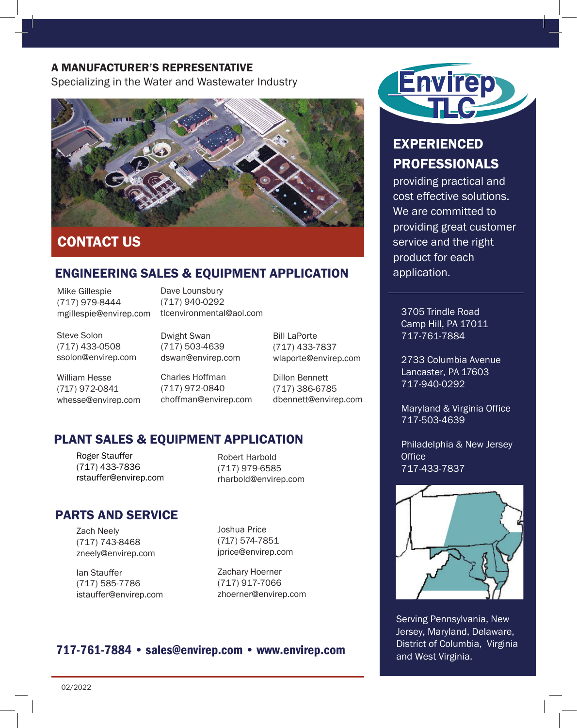**A MANUFACTURER'S REPRESENTATIVE**

Specializing in the Water and Wastewater Industry

## CONTACT US

### ENGINEERING SALES & EQUIPMENT APPLICATION

Mike Gillespie
(717) 979-8444
mgillespie@envirep.com

Dave Lounsbury
(717) 940-0292
tlcenvironmental@aol.com

Steve Solon
(717) 433-0508
ssolon@envirep.com

Dwight Swan
(717) 503-4639
dswan@envirep.com

Bill LaPorte
(717) 433-7837
wlaporte@envirep.com

William Hesse
(717) 972-0841
whesse@envirep.com

Charles Hoffman
(717) 972-0840
choffman@envirep.com

Dillon Bennett
(717) 386-6785
dbennett@envirep.com

### PLANT SALES & EQUIPMENT APPLICATION

Roger Stauffer
(717) 433-7836
rstauffer@envirep.com

Robert Harbold
(717) 979-6585
rharbold@envirep.com

### PARTS AND SERVICE

Zach Neely
(717) 743-8468
zneely@envirep.com

Joshua Price
(717) 574-7851
jprice@envirep.com

Ian Stauffer
(717) 585-7786
istauffer@envirep.com

Zachary Hoerner
(717) 917-7066
zhoerner@envirep.com

**717-761-7884 • sales@envirep.com • www.envirep.com**

02/2022

Envirep TLC

## EXPERIENCED PROFESSIONALS

providing practical and cost effective solutions. We are committed to providing great customer service and the right product for each application.

3705 Trindle Road
Camp Hill, PA 17011
717-761-7884

2733 Columbia Avenue
Lancaster, PA 17603
717-940-0292

Maryland & Virginia Office
717-503-4639

Philadelphia & New Jersey Office
717-433-7837

Serving Pennsylvania, New Jersey, Maryland, Delaware, District of Columbia, Virginia and West Virginia.